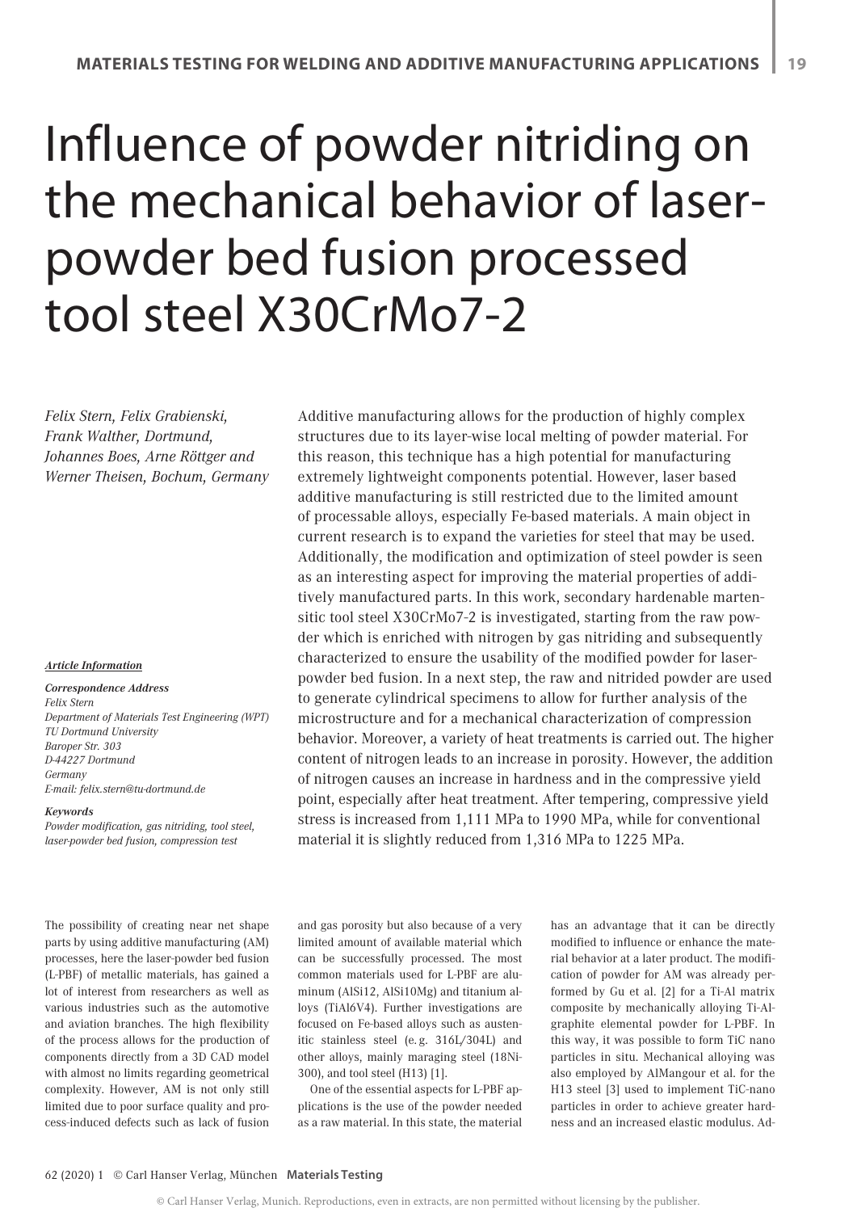# Influence of powder nitriding on the mechanical behavior of laser-powder bed fusion processed tool steel X30CrMo7-2

*Felix Stern, Felix Grabienski, Frank Walther, Dortmund, Johannes Boes, Arne Röttger and Werner Theisen, Bochum, Germany*

***Article Information***

***Correspondence Address***
*Felix Stern*
*Department of Materials Test Engineering (WPT)*
*TU Dortmund University*
*Baroper Str. 303*
*D-44227 Dortmund*
*Germany*
*E-mail: felix.stern@tu-dortmund.de*

***Keywords***
*Powder modification, gas nitriding, tool steel, laser-powder bed fusion, compression test*

Additive manufacturing allows for the production of highly complex structures due to its layer-wise local melting of powder material. For this reason, this technique has a high potential for manufacturing extremely lightweight components potential. However, laser based additive manufacturing is still restricted due to the limited amount of processable alloys, especially Fe-based materials. A main object in current research is to expand the varieties for steel that may be used. Additionally, the modification and optimization of steel powder is seen as an interesting aspect for improving the material properties of additively manufactured parts. In this work, secondary hardenable martensitic tool steel X30CrMo7-2 is investigated, starting from the raw powder which is enriched with nitrogen by gas nitriding and subsequently characterized to ensure the usability of the modified powder for laser-powder bed fusion. In a next step, the raw and nitrided powder are used to generate cylindrical specimens to allow for further analysis of the microstructure and for a mechanical characterization of compression behavior. Moreover, a variety of heat treatments is carried out. The higher content of nitrogen leads to an increase in porosity. However, the addition of nitrogen causes an increase in hardness and in the compressive yield point, especially after heat treatment. After tempering, compressive yield stress is increased from 1,111 MPa to 1990 MPa, while for conventional material it is slightly reduced from 1,316 MPa to 1225 MPa.

The possibility of creating near net shape parts by using additive manufacturing (AM) processes, here the laser-powder bed fusion (L-PBF) of metallic materials, has gained a lot of interest from researchers as well as various industries such as the automotive and aviation branches. The high flexibility of the process allows for the production of components directly from a 3D CAD model with almost no limits regarding geometrical complexity. However, AM is not only still limited due to poor surface quality and process-induced defects such as lack of fusion and gas porosity but also because of a very limited amount of available material which can be successfully processed. The most common materials used for L-PBF are aluminum (AlSi12, AlSi10Mg) and titanium alloys (TiAl6V4). Further investigations are focused on Fe-based alloys such as austenitic stainless steel (e. g. 316L/304L) and other alloys, mainly maraging steel (18Ni-300), and tool steel (H13) [1].

One of the essential aspects for L-PBF applications is the use of the powder needed as a raw material. In this state, the material has an advantage that it can be directly modified to influence or enhance the material behavior at a later product. The modification of powder for AM was already performed by Gu et al. [2] for a Ti-Al matrix composite by mechanically alloying Ti-Al-graphite elemental powder for L-PBF. In this way, it was possible to form TiC nano particles in situ. Mechanical alloying was also employed by AlMangour et al. for the H13 steel [3] used to implement TiC-nano particles in order to achieve greater hardness and an increased elastic modulus. Ad-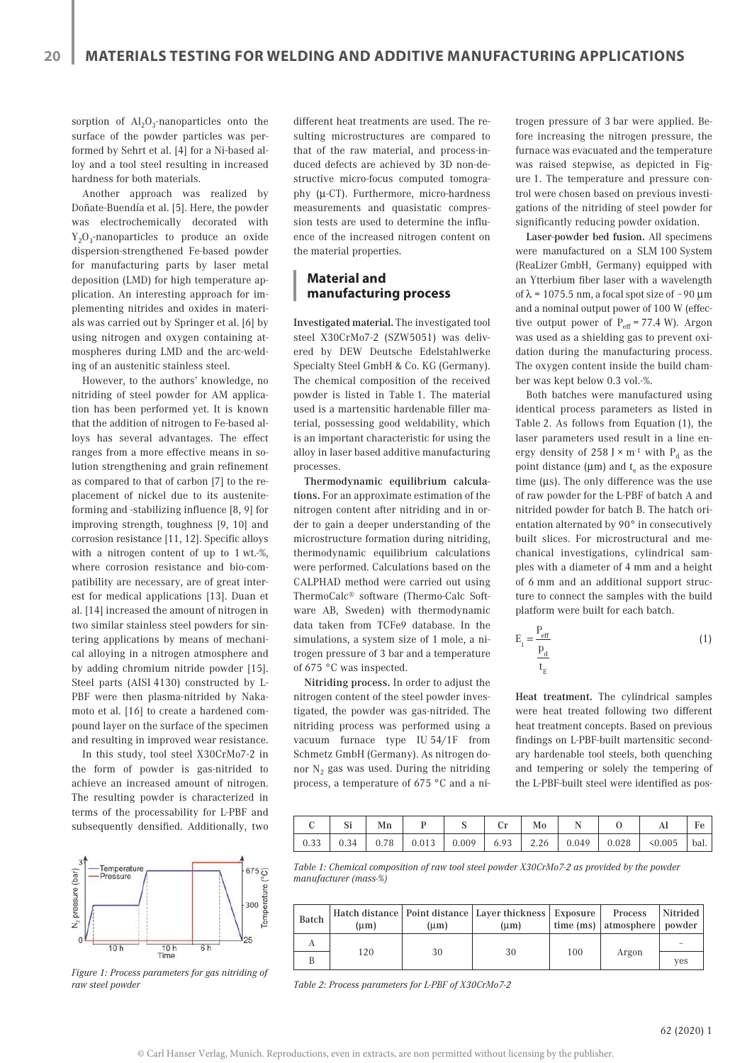sorption of $Al_2O_3$-nanoparticles onto the surface of the powder particles was performed by Sehrt et al. [4] for a Ni-based alloy and a tool steel resulting in increased hardness for both materials.

Another approach was realized by Doñate-Buendía et al. [5]. Here, the powder was electrochemically decorated with $Y_2O_3$-nanoparticles to produce an oxide dispersion-strengthened Fe-based powder for manufacturing parts by laser metal deposition (LMD) for high temperature application. An interesting approach for implementing nitrides and oxides in materials was carried out by Springer et al. [6] by using nitrogen and oxygen containing atmospheres during LMD and the arc-welding of an austenitic stainless steel.

However, to the authors' knowledge, no nitriding of steel powder for AM application has been performed yet. It is known that the addition of nitrogen to Fe-based alloys has several advantages. The effect ranges from a more effective means in solution strengthening and grain refinement as compared to that of carbon [7] to the replacement of nickel due to its austenite-forming and -stabilizing influence [8, 9] for improving strength, toughness [9, 10] and corrosion resistance [11, 12]. Specific alloys with a nitrogen content of up to 1 wt.-%, where corrosion resistance and bio-compatibility are necessary, are of great interest for medical applications [13]. Duan et al. [14] increased the amount of nitrogen in two similar stainless steel powders for sintering applications by means of mechanical alloying in a nitrogen atmosphere and by adding chromium nitride powder [15]. Steel parts (AISI 4130) constructed by L-PBF were then plasma-nitrided by Nakamoto et al. [16] to create a hardened compound layer on the surface of the specimen and resulting in improved wear resistance.

In this study, tool steel X30CrMo7-2 in the form of powder is gas-nitrided to achieve an increased amount of nitrogen. The resulting powder is characterized in terms of the processability for L-PBF and subsequently densified. Additionally, two different heat treatments are used. The resulting microstructures are compared to that of the raw material, and process-induced defects are achieved by 3D non-destructive micro-focus computed tomography (µ-CT). Furthermore, micro-hardness measurements and quasistatic compression tests are used to determine the influence of the increased nitrogen content on the material properties.

Figure 1: Process parameters for gas nitriding of raw steel powder

## Material and manufacturing process

**Investigated material.** The investigated tool steel X30CrMo7-2 (SZW5051) was delivered by DEW Deutsche Edelstahlwerke Specialty Steel GmbH & Co. KG (Germany). The chemical composition of the received powder is listed in Table 1. The material used is a martensitic hardenable filler material, possessing good weldability, which is an important characteristic for using the alloy in laser based additive manufacturing processes.

**Thermodynamic equilibrium calculations.** For an approximate estimation of the nitrogen content after nitriding and in order to gain a deeper understanding of the microstructure formation during nitriding, thermodynamic equilibrium calculations were performed. Calculations based on the CALPHAD method were carried out using ThermoCalc® software (Thermo-Calc Software AB, Sweden) with thermodynamic data taken from TCFe9 database. In the simulations, a system size of 1 mole, a nitrogen pressure of 3 bar and a temperature of 675 °C was inspected.

**Nitriding process.** In order to adjust the nitrogen content of the steel powder investigated, the powder was gas-nitrided. The nitriding process was performed using a vacuum furnace type IU 54/1F from Schmetz GmbH (Germany). As nitrogen donor $N_2$ gas was used. During the nitriding process, a temperature of 675 °C and a nitrogen pressure of 3 bar were applied. Before increasing the nitrogen pressure, the furnace was evacuated and the temperature was raised stepwise, as depicted in Figure 1. The temperature and pressure control were chosen based on previous investigations of the nitriding of steel powder for significantly reducing powder oxidation.

**Laser-powder bed fusion.** All specimens were manufactured on a SLM 100 System (ReaLizer GmbH, Germany) equipped with an Ytterbium fiber laser with a wavelength of $\lambda$ = 1075.5 nm, a focal spot size of ~90 µm and a nominal output power of 100 W (effective output power of $P_{eff}$ = 77.4 W). Argon was used as a shielding gas to prevent oxidation during the manufacturing process. The oxygen content inside the build chamber was kept below 0.3 vol.-%.

Both batches were manufactured using identical process parameters as listed in Table 2. As follows from Equation (1), the laser parameters used result in a line energy density of 258 J × m⁻¹ with $P_d$ as the point distance (µm) and $t_e$ as the exposure time (µs). The only difference was the use of raw powder for the L-PBF of batch A and nitrided powder for batch B. The hatch orientation alternated by 90° in consecutively built slices. For microstructural and mechanical investigations, cylindrical samples with a diameter of 4 mm and a height of 6 mm and an additional support structure to connect the samples with the build platform were built for each batch.

$$E_l = \frac{P_{eff}}{\frac{p_d}{t_E}} \tag{1}$$

**Heat treatment.** The cylindrical samples were heat treated following two different heat treatment concepts. Based on previous findings on L-PBF-built martensitic secondary hardenable tool steels, both quenching and tempering or solely the tempering of the L-PBF-built steel were identified as pos-

| C | Si | Mn | P | S | Cr | Mo | N | O | Al | Fe |
|---|---|---|---|---|---|---|---|---|---|---|
| 0.33 | 0.34 | 0.78 | 0.013 | 0.009 | 6.93 | 2.26 | 0.049 | 0.028 | <0.005 | bal. |

*Table 1: Chemical composition of raw tool steel powder X30CrMo7-2 as provided by the powder manufacturer (mass-%)*

| Batch | Hatch distance (µm) | Point distance (µm) | Layer thickness (µm) | Exposure time (ms) | Process atmosphere | Nitrided powder |
|---|---|---|---|---|---|---|
| A | 120 | 30 | 30 | 100 | Argon | – |
| B | | | | | | yes |

*Table 2: Process parameters for L-PBF of X30CrMo7-2*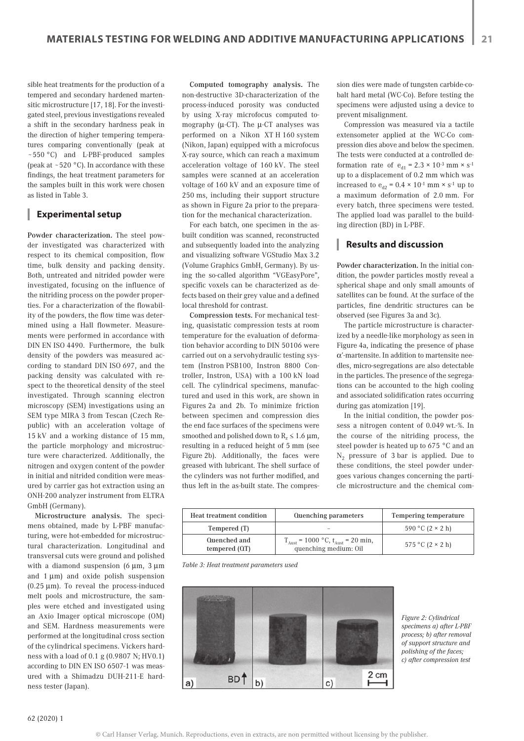sible heat treatments for the production of a tempered and secondary hardened martensitic microstructure [17, 18]. For the investigated steel, previous investigations revealed a shift in the secondary hardness peak in the direction of higher tempering temperatures comparing conventionally (peak at ~550 °C) and L-PBF-produced samples (peak at ~520 °C). In accordance with these findings, the heat treatment parameters for the samples built in this work were chosen as listed in Table 3.

## Experimental setup

**Powder characterization.** The steel powder investigated was characterized with respect to its chemical composition, flow time, bulk density and packing density. Both, untreated and nitrided powder were investigated, focusing on the influence of the nitriding process on the powder properties. For a characterization of the flowability of the powders, the flow time was determined using a Hall flowmeter. Measurements were performed in accordance with DIN EN ISO 4490. Furthermore, the bulk density of the powders was measured according to standard DIN ISO 697, and the packing density was calculated with respect to the theoretical density of the steel investigated. Through scanning electron microscopy (SEM) investigations using an SEM type MIRA 3 from Tescan (Czech Republic) with an acceleration voltage of 15 kV and a working distance of 15 mm, the particle morphology and microstructure were characterized. Additionally, the nitrogen and oxygen content of the powder in initial and nitrided condition were measured by carrier gas hot extraction using an ONH-200 analyzer instrument from ELTRA GmbH (Germany).

**Microstructure analysis.** The specimens obtained, made by L-PBF manufacturing, were hot-embedded for microstructural characterization. Longitudinal and transversal cuts were ground and polished with a diamond suspension (6 µm, 3 µm and 1 µm) and oxide polish suspension (0.25 µm). To reveal the process-induced melt pools and microstructure, the samples were etched and investigated using an Axio Imager optical microscope (OM) and SEM. Hardness measurements were performed at the longitudinal cross section of the cylindrical specimens. Vickers hardness with a load of 0.1 g (0.9807 N; HV0.1) according to DIN EN ISO 6507-1 was measured with a Shimadzu DUH-211-E hardness tester (Japan).

**Computed tomography analysis.** The non-destructive 3D-characterization of the process-induced porosity was conducted by using X-ray microfocus computed tomography (µ-CT). The µ-CT analyses was performed on a Nikon XT H 160 system (Nikon, Japan) equipped with a microfocus X-ray source, which can reach a maximum acceleration voltage of 160 kV. The steel samples were scanned at an acceleration voltage of 160 kV and an exposure time of 250 ms, including their support structure as shown in Figure 2a prior to the preparation for the mechanical characterization.

For each batch, one specimen in the as-built condition was scanned, reconstructed and subsequently loaded into the analyzing and visualizing software VGStudio Max 3.2 (Volume Graphics GmbH, Germany). By using the so-called algorithm "VGEasyPore", specific voxels can be characterized as defects based on their grey value and a defined local threshold for contrast.

**Compression tests.** For mechanical testing, quasistatic compression tests at room temperature for the evaluation of deformation behavior according to DIN 50106 were carried out on a servohydraulic testing system (Instron PSB100, Instron 8800 Controller, Instron, USA) with a 100 kN load cell. The cylindrical specimens, manufactured and used in this work, are shown in Figures 2a and 2b. To minimize friction between specimen and compression dies the end face surfaces of the specimens were smoothed and polished down to $R_z \leq 1.6$ µm, resulting in a reduced height of 5 mm (see Figure 2b). Additionally, the faces were greased with lubricant. The shell surface of the cylinders was not further modified, and thus left in the as-built state. The compression dies were made of tungsten carbide-cobalt hard metal (WC-Co). Before testing the specimens were adjusted using a device to prevent misalignment.

Compression was measured via a tactile extensometer applied at the WC-Co compression dies above and below the specimen. The tests were conducted at a controlled deformation rate of $e_{d1} = 2.3 \times 10^{-3}$ mm × s$^{-1}$ up to a displacement of 0.2 mm which was increased to $e_{d2} = 0.4 \times 10^{-1}$ mm × s$^{-1}$ up to a maximum deformation of 2.0 mm. For every batch, three specimens were tested. The applied load was parallel to the building direction (BD) in L-PBF.

## Results and discussion

**Powder characterization.** In the initial condition, the powder particles mostly reveal a spherical shape and only small amounts of satellites can be found. At the surface of the particles, fine dendritic structures can be observed (see Figures 3a and 3c).

The particle microstructure is characterized by a needle-like morphology as seen in Figure 4a, indicating the presence of phase α'-martensite. In addition to martensite needles, micro-segregations are also detectable in the particles. The presence of the segregations can be accounted to the high cooling and associated solidification rates occurring during gas atomization [19].

In the initial condition, the powder possess a nitrogen content of 0.049 wt.-%. In the course of the nitriding process, the steel powder is heated up to 675 °C and an $N_2$ pressure of 3 bar is applied. Due to these conditions, the steel powder undergoes various changes concerning the particle microstructure and the chemical com-

| Heat treatment condition | Quenching parameters | Tempering temperature |
|---|---|---|
| Tempered (T) | – | 590 °C (2 × 2 h) |
| Quenched and tempered (QT) | $T_{Aust}$ = 1000 °C, $t_{Aust}$ = 20 min, quenching medium: Oil | 575 °C (2 × 2 h) |

*Table 3: Heat treatment parameters used*

*Figure 2: Cylindrical specimens a) after L-PBF process; b) after removal of support structure and polishing of the faces; c) after compression test*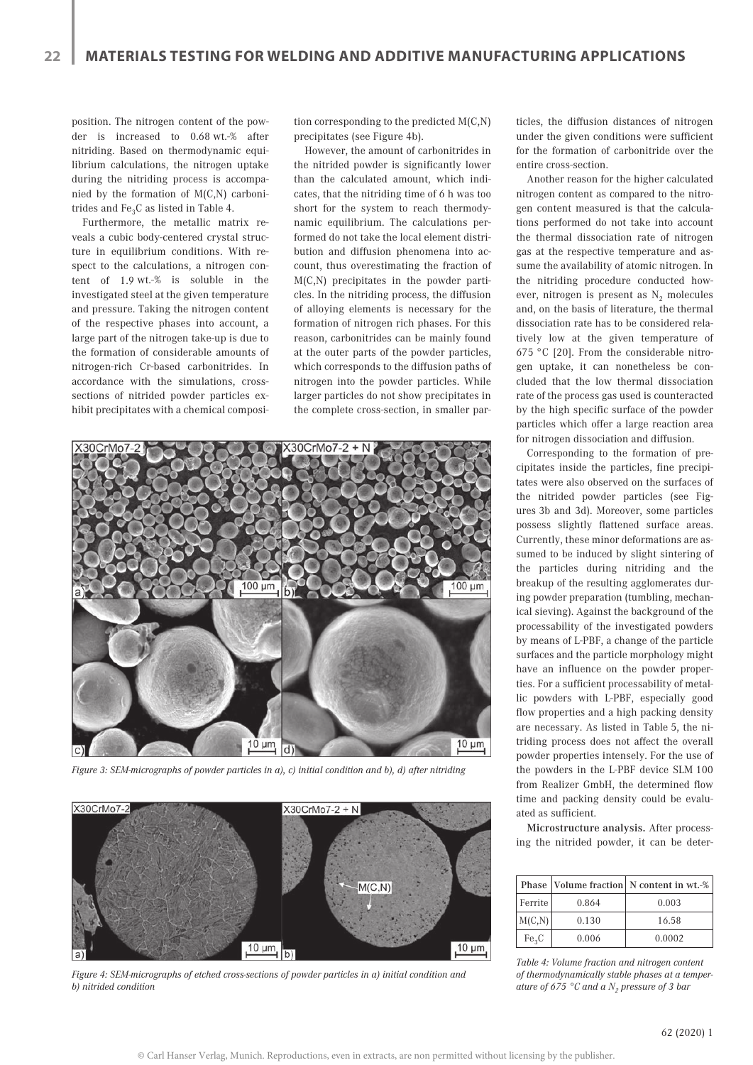position. The nitrogen content of the powder is increased to 0.68 wt.-% after nitriding. Based on thermodynamic equilibrium calculations, the nitrogen uptake during the nitriding process is accompanied by the formation of M(C,N) carbonitrides and $Fe_3C$ as listed in Table 4.

Furthermore, the metallic matrix reveals a cubic body-centered crystal structure in equilibrium conditions. With respect to the calculations, a nitrogen content of 1.9 wt.-% is soluble in the investigated steel at the given temperature and pressure. Taking the nitrogen content of the respective phases into account, a large part of the nitrogen take-up is due to the formation of considerable amounts of nitrogen-rich Cr-based carbonitrides. In accordance with the simulations, cross-sections of nitrided powder particles exhibit precipitates with a chemical composition corresponding to the predicted M(C,N) precipitates (see Figure 4b).

However, the amount of carbonitrides in the nitrided powder is significantly lower than the calculated amount, which indicates, that the nitriding time of 6 h was too short for the system to reach thermodynamic equilibrium. The calculations performed do not take the local element distribution and diffusion phenomena into account, thus overestimating the fraction of M(C,N) precipitates in the powder particles. In the nitriding process, the diffusion of alloying elements is necessary for the formation of nitrogen rich phases. For this reason, carbonitrides can be mainly found at the outer parts of the powder particles, which corresponds to the diffusion paths of nitrogen into the powder particles. While larger particles do not show precipitates in the complete cross-section, in smaller particles, the diffusion distances of nitrogen under the given conditions were sufficient for the formation of carbonitride over the entire cross-section.

Another reason for the higher calculated nitrogen content as compared to the nitrogen content measured is that the calculations performed do not take into account the thermal dissociation rate of nitrogen gas at the respective temperature and assume the availability of atomic nitrogen. In the nitriding procedure conducted however, nitrogen is present as $N_2$ molecules and, on the basis of literature, the thermal dissociation rate has to be considered relatively low at the given temperature of 675 °C [20]. From the considerable nitrogen uptake, it can nonetheless be concluded that the low thermal dissociation rate of the process gas used is counteracted by the high specific surface of the powder particles which offer a large reaction area for nitrogen dissociation and diffusion.

Corresponding to the formation of precipitates inside the particles, fine precipitates were also observed on the surfaces of the nitrided powder particles (see Figures 3b and 3d). Moreover, some particles possess slightly flattened surface areas. Currently, these minor deformations are assumed to be induced by slight sintering of the particles during nitriding and the breakup of the resulting agglomerates during powder preparation (tumbling, mechanical sieving). Against the background of the processability of the investigated powders by means of L-PBF, a change of the particle surfaces and the particle morphology might have an influence on the powder properties. For a sufficient processability of metallic powders with L-PBF, especially good flow properties and a high packing density are necessary. As listed in Table 5, the nitriding process does not affect the overall powder properties intensely. For the use of the powders in the L-PBF device SLM 100 from Realizer GmbH, the determined flow time and packing density could be evaluated as sufficient.

*Figure 3: SEM-micrographs of powder particles in a), c) initial condition and b), d) after nitriding*

*Figure 4: SEM-micrographs of etched cross-sections of powder particles in a) initial condition and b) nitrided condition*

**Microstructure analysis.** After processing the nitrided powder, it can be deter-

| Phase | Volume fraction | N content in wt.-% |
|---|---|---|
| Ferrite | 0.864 | 0.003 |
| M(C,N) | 0.130 | 16.58 |
| $Fe_3C$ | 0.006 | 0.0002 |

*Table 4: Volume fraction and nitrogen content of thermodynamically stable phases at a temperature of 675 °C and a $N_2$ pressure of 3 bar*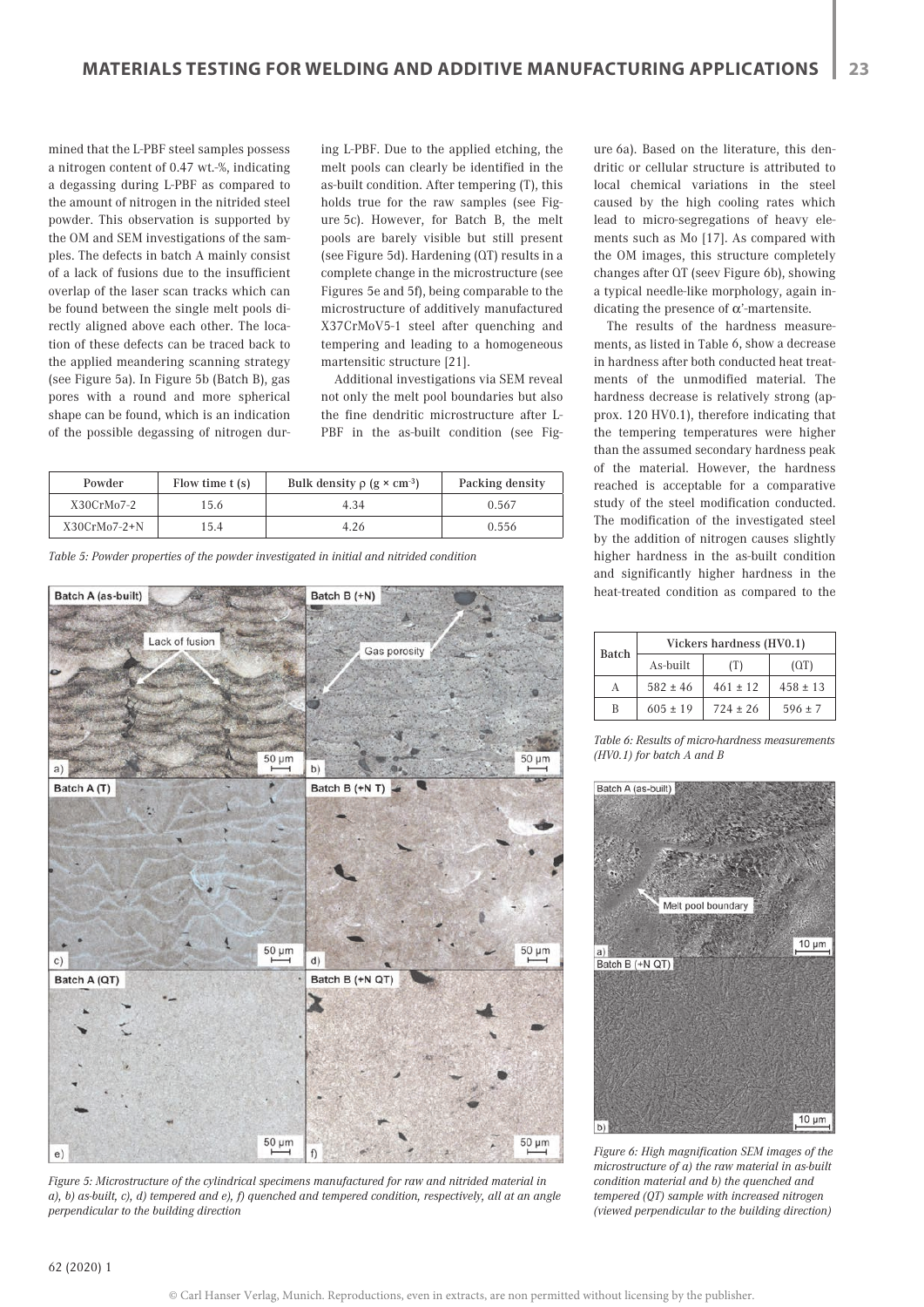mined that the L-PBF steel samples possess a nitrogen content of 0.47 wt.-%, indicating a degassing during L-PBF as compared to the amount of nitrogen in the nitrided steel powder. This observation is supported by the OM and SEM investigations of the samples. The defects in batch A mainly consist of a lack of fusions due to the insufficient overlap of the laser scan tracks which can be found between the single melt pools directly aligned above each other. The location of these defects can be traced back to the applied meandering scanning strategy (see Figure 5a). In Figure 5b (Batch B), gas pores with a round and more spherical shape can be found, which is an indication of the possible degassing of nitrogen during L-PBF. Due to the applied etching, the melt pools can clearly be identified in the as-built condition. After tempering (T), this holds true for the raw samples (see Figure 5c). However, for Batch B, the melt pools are barely visible but still present (see Figure 5d). Hardening (QT) results in a complete change in the microstructure (see Figures 5e and 5f), being comparable to the microstructure of additively manufactured X37CrMoV5-1 steel after quenching and tempering and leading to a homogeneous martensitic structure [21].

Additional investigations via SEM reveal not only the melt pool boundaries but also the fine dendritic microstructure after L-PBF in the as-built condition (see Figure 6a). Based on the literature, this dendritic or cellular structure is attributed to local chemical variations in the steel caused by the high cooling rates which lead to micro-segregations of heavy elements such as Mo [17]. As compared with the OM images, this structure completely changes after QT (seev Figure 6b), showing a typical needle-like morphology, again indicating the presence of α'-martensite.

The results of the hardness measurements, as listed in Table 6, show a decrease in hardness after both conducted heat treatments of the unmodified material. The hardness decrease is relatively strong (approx. 120 HV0.1), therefore indicating that the tempering temperatures were higher than the assumed secondary hardness peak of the material. However, the hardness reached is acceptable for a comparative study of the steel modification conducted. The modification of the investigated steel by the addition of nitrogen causes slightly higher hardness in the as-built condition and significantly higher hardness in the heat-treated condition as compared to the

| Powder | Flow time t (s) | Bulk density ρ (g × cm⁻³) | Packing density |
|---|---|---|---|
| X30CrMo7-2 | 15.6 | 4.34 | 0.567 |
| X30CrMo7-2+N | 15.4 | 4.26 | 0.556 |

*Table 5: Powder properties of the powder investigated in initial and nitrided condition*

*Figure 5: Microstructure of the cylindrical specimens manufactured for raw and nitrided material in a), b) as-built, c), d) tempered and e), f) quenched and tempered condition, respectively, all at an angle perpendicular to the building direction*

| Batch | Vickers hardness (HV0.1) | | |
|---|---|---|---|
| | As-built | (T) | (QT) |
| A | 582 ± 46 | 461 ± 12 | 458 ± 13 |
| B | 605 ± 19 | 724 ± 26 | 596 ± 7 |

*Table 6: Results of micro-hardness measurements (HV0.1) for batch A and B*

*Figure 6: High magnification SEM images of the microstructure of a) the raw material in as-built condition material and b) the quenched and tempered (QT) sample with increased nitrogen (viewed perpendicular to the building direction)*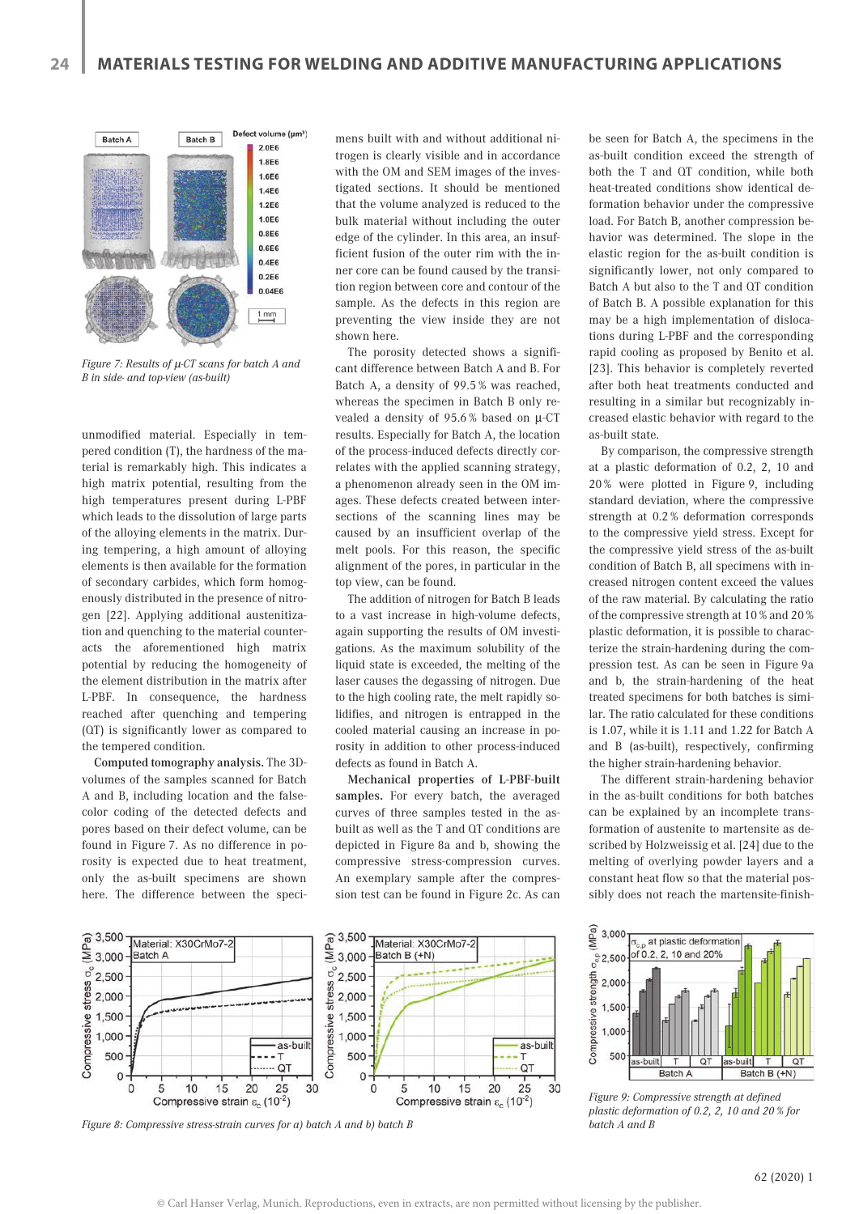Figure 7: Results of μ-CT scans for batch A and B in side- and top-view (as-built)

unmodified material. Especially in tempered condition (T), the hardness of the material is remarkably high. This indicates a high matrix potential, resulting from the high temperatures present during L-PBF which leads to the dissolution of large parts of the alloying elements in the matrix. During tempering, a high amount of alloying elements is then available for the formation of secondary carbides, which form homogenously distributed in the presence of nitrogen [22]. Applying additional austenitization and quenching to the material counteracts the aforementioned high matrix potential by reducing the homogeneity of the element distribution in the matrix after L-PBF. In consequence, the hardness reached after quenching and tempering (QT) is significantly lower as compared to the tempered condition.

**Computed tomography analysis.** The 3D-volumes of the samples scanned for Batch A and B, including location and the false-color coding of the detected defects and pores based on their defect volume, can be found in Figure 7. As no difference in porosity is expected due to heat treatment, only the as-built specimens are shown here. The difference between the specimens built with and without additional nitrogen is clearly visible and in accordance with the OM and SEM images of the investigated sections. It should be mentioned that the volume analyzed is reduced to the bulk material without including the outer edge of the cylinder. In this area, an insufficient fusion of the outer rim with the inner core can be found caused by the transition region between core and contour of the sample. As the defects in this region are preventing the view inside they are not shown here.

The porosity detected shows a significant difference between Batch A and B. For Batch A, a density of 99.5 % was reached, whereas the specimen in Batch B only revealed a density of 95.6 % based on μ-CT results. Especially for Batch A, the location of the process-induced defects directly correlates with the applied scanning strategy, a phenomenon already seen in the OM images. These defects created between intersections of the scanning lines may be caused by an insufficient overlap of the melt pools. For this reason, the specific alignment of the pores, in particular in the top view, can be found.

The addition of nitrogen for Batch B leads to a vast increase in high-volume defects, again supporting the results of OM investigations. As the maximum solubility of the liquid state is exceeded, the melting of the laser causes the degassing of nitrogen. Due to the high cooling rate, the melt rapidly solidifies, and nitrogen is entrapped in the cooled material causing an increase in porosity in addition to other process-induced defects as found in Batch A.

**Mechanical properties of L-PBF-built samples.** For every batch, the averaged curves of three samples tested in the as-built as well as the T and QT conditions are depicted in Figure 8a and b, showing the compressive stress-compression curves. An exemplary sample after the compression test can be found in Figure 2c. As can be seen for Batch A, the specimens in the as-built condition exceed the strength of both the T and QT condition, while both heat-treated conditions show identical deformation behavior under the compressive load. For Batch B, another compression behavior was determined. The slope in the elastic region for the as-built condition is significantly lower, not only compared to Batch A but also to the T and QT condition of Batch B. A possible explanation for this may be a high implementation of dislocations during L-PBF and the corresponding rapid cooling as proposed by Benito et al. [23]. This behavior is completely reverted after both heat treatments conducted and resulting in a similar but recognizably increased elastic behavior with regard to the as-built state.

By comparison, the compressive strength at a plastic deformation of 0.2, 2, 10 and 20 % were plotted in Figure 9, including standard deviation, where the compressive strength at 0.2 % deformation corresponds to the compressive yield stress. Except for the compressive yield stress of the as-built condition of Batch B, all specimens with increased nitrogen content exceed the values of the raw material. By calculating the ratio of the compressive strength at 10 % and 20 % plastic deformation, it is possible to characterize the strain-hardening during the compression test. As can be seen in Figure 9a and b, the strain-hardening of the heat treated specimens for both batches is similar. The ratio calculated for these conditions is 1.07, while it is 1.11 and 1.22 for Batch A and B (as-built), respectively, confirming the higher strain-hardening behavior.

The different strain-hardening behavior in the as-built conditions for both batches can be explained by an incomplete transformation of austenite to martensite as described by Holzweissig et al. [24] due to the melting of overlying powder layers and a constant heat flow so that the material possibly does not reach the martensite-finish-

Figure 8: Compressive stress-strain curves for a) batch A and b) batch B

Figure 9: Compressive strength at defined plastic deformation of 0.2, 2, 10 and 20 % for batch A and B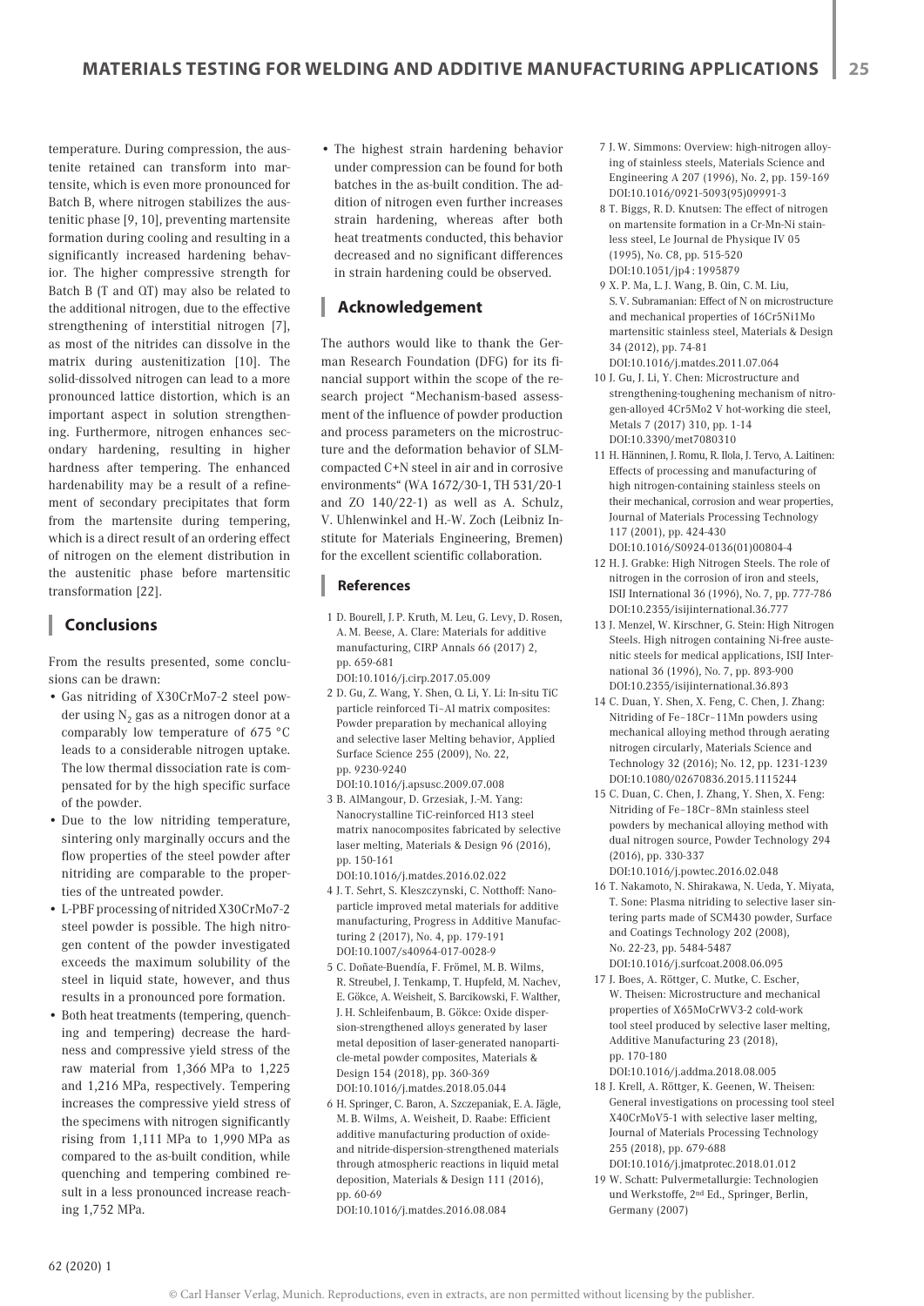temperature. During compression, the austenite retained can transform into martensite, which is even more pronounced for Batch B, where nitrogen stabilizes the austenitic phase [9, 10], preventing martensite formation during cooling and resulting in a significantly increased hardening behavior. The higher compressive strength for Batch B (T and QT) may also be related to the additional nitrogen, due to the effective strengthening of interstitial nitrogen [7], as most of the nitrides can dissolve in the matrix during austenitization [10]. The solid-dissolved nitrogen can lead to a more pronounced lattice distortion, which is an important aspect in solution strengthening. Furthermore, nitrogen enhances secondary hardening, resulting in higher hardness after tempering. The enhanced hardenability may be a result of a refinement of secondary precipitates that form from the martensite during tempering, which is a direct result of an ordering effect of nitrogen on the element distribution in the austenitic phase before martensitic transformation [22].

## Conclusions

From the results presented, some conclusions can be drawn:

- Gas nitriding of X30CrMo7-2 steel powder using $N_2$ gas as a nitrogen donor at a comparably low temperature of 675 °C leads to a considerable nitrogen uptake. The low thermal dissociation rate is compensated for by the high specific surface of the powder.
- Due to the low nitriding temperature, sintering only marginally occurs and the flow properties of the steel powder after nitriding are comparable to the properties of the untreated powder.
- L-PBF processing of nitrided X30CrMo7-2 steel powder is possible. The high nitrogen content of the powder investigated exceeds the maximum solubility of the steel in liquid state, however, and thus results in a pronounced pore formation.
- Both heat treatments (tempering, quenching and tempering) decrease the hardness and compressive yield stress of the raw material from 1,366 MPa to 1,225 and 1,216 MPa, respectively. Tempering increases the compressive yield stress of the specimens with nitrogen significantly rising from 1,111 MPa to 1,990 MPa as compared to the as-built condition, while quenching and tempering combined result in a less pronounced increase reaching 1,752 MPa.
- The highest strain hardening behavior under compression can be found for both batches in the as-built condition. The addition of nitrogen even further increases strain hardening, whereas after both heat treatments conducted, this behavior decreased and no significant differences in strain hardening could be observed.

## Acknowledgement

The authors would like to thank the German Research Foundation (DFG) for its financial support within the scope of the research project "Mechanism-based assessment of the influence of powder production and process parameters on the microstructure and the deformation behavior of SLM-compacted C+N steel in air and in corrosive environments" (WA 1672/30-1, TH 531/20-1 and ZO 140/22-1) as well as A. Schulz, V. Uhlenwinkel and H.-W. Zoch (Leibniz Institute for Materials Engineering, Bremen) for the excellent scientific collaboration.

## References

1 D. Bourell, J. P. Kruth, M. Leu, G. Levy, D. Rosen, A. M. Beese, A. Clare: Materials for additive manufacturing, CIRP Annals 66 (2017) 2, pp. 659-681
DOI:10.1016/j.cirp.2017.05.009

2 D. Gu, Z. Wang, Y. Shen, Q. Li, Y. Li: In-situ TiC particle reinforced Ti–Al matrix composites: Powder preparation by mechanical alloying and selective laser Melting behavior, Applied Surface Science 255 (2009), No. 22, pp. 9230-9240
DOI:10.1016/j.apsusc.2009.07.008

3 B. AlMangour, D. Grzesiak, J.-M. Yang: Nanocrystalline TiC-reinforced H13 steel matrix nanocomposites fabricated by selective laser melting, Materials & Design 96 (2016), pp. 150-161
DOI:10.1016/j.matdes.2016.02.022

4 J. T. Sehrt, S. Kleszczynski, C. Notthoff: Nanoparticle improved metal materials for additive manufacturing, Progress in Additive Manufacturing 2 (2017), No. 4, pp. 179-191
DOI:10.1007/s40964-017-0028-9

5 C. Doñate-Buendía, F. Frömel, M. B. Wilms, R. Streubel, J. Tenkamp, T. Hupfeld, M. Nachev, E. Gökce, A. Weisheit, S. Barcikowski, F. Walther, J. H. Schleifenbaum, B. Gökce: Oxide dispersion-strengthened alloys generated by laser metal deposition of laser-generated nanoparticle-metal powder composites, Materials & Design 154 (2018), pp. 360-369
DOI:10.1016/j.matdes.2018.05.044

6 H. Springer, C. Baron, A. Szczepaniak, E. A. Jägle, M. B. Wilms, A. Weisheit, D. Raabe: Efficient additive manufacturing production of oxide- and nitride-dispersion-strengthened materials through atmospheric reactions in liquid metal deposition, Materials & Design 111 (2016), pp. 60-69
DOI:10.1016/j.matdes.2016.08.084

7 J. W. Simmons: Overview: high-nitrogen alloying of stainless steels, Materials Science and Engineering A 207 (1996), No. 2, pp. 159-169
DOI:10.1016/0921-5093(95)09991-3

8 T. Biggs, R. D. Knutsen: The effect of nitrogen on martensite formation in a Cr-Mn-Ni stainless steel, Le Journal de Physique IV 05 (1995), No. C8, pp. 515-520
DOI:10.1051/jp4 : 1995879

9 X. P. Ma, L. J. Wang, B. Qin, C. M. Liu, S. V. Subramanian: Effect of N on microstructure and mechanical properties of 16Cr5Ni1Mo martensitic stainless steel, Materials & Design 34 (2012), pp. 74-81
DOI:10.1016/j.matdes.2011.07.064

10 J. Gu, J. Li, Y. Chen: Microstructure and strengthening-toughening mechanism of nitrogen-alloyed 4Cr5Mo2 V hot-working die steel, Metals 7 (2017) 310, pp. 1-14
DOI:10.3390/met7080310

11 H. Hänninen, J. Romu, R. Ilola, J. Tervo, A. Laitinen: Effects of processing and manufacturing of high nitrogen-containing stainless steels on their mechanical, corrosion and wear properties, Journal of Materials Processing Technology 117 (2001), pp. 424-430
DOI:10.1016/S0924-0136(01)00804-4

12 H. J. Grabke: High Nitrogen Steels. The role of nitrogen in the corrosion of iron and steels, ISIJ International 36 (1996), No. 7, pp. 777-786
DOI:10.2355/isijinternational.36.777

13 J. Menzel, W. Kirschner, G. Stein: High Nitrogen Steels. High nitrogen containing Ni-free austenitic steels for medical applications, ISIJ International 36 (1996), No. 7, pp. 893-900
DOI:10.2355/isijinternational.36.893

14 C. Duan, Y. Shen, X. Feng, C. Chen, J. Zhang: Nitriding of Fe–18Cr–11Mn powders using mechanical alloying method through aerating nitrogen circularly, Materials Science and Technology 32 (2016); No. 12, pp. 1231-1239
DOI:10.1080/02670836.2015.1115244

15 C. Duan, C. Chen, J. Zhang, Y. Shen, X. Feng: Nitriding of Fe–18Cr–8Mn stainless steel powders by mechanical alloying method with dual nitrogen source, Powder Technology 294 (2016), pp. 330-337
DOI:10.1016/j.powtec.2016.02.048

16 T. Nakamoto, N. Shirakawa, N. Ueda, Y. Miyata, T. Sone: Plasma nitriding to selective laser sintering parts made of SCM430 powder, Surface and Coatings Technology 202 (2008), No. 22-23, pp. 5484-5487
DOI:10.1016/j.surfcoat.2008.06.095

17 J. Boes, A. Röttger, C. Mutke, C. Escher, W. Theisen: Microstructure and mechanical properties of X65MoCrWV3-2 cold-work tool steel produced by selective laser melting, Additive Manufacturing 23 (2018), pp. 170-180
DOI:10.1016/j.addma.2018.08.005

18 J. Krell, A. Röttger, K. Geenen, W. Theisen: General investigations on processing tool steel X40CrMoV5-1 with selective laser melting, Journal of Materials Processing Technology 255 (2018), pp. 679-688
DOI:10.1016/j.jmatprotec.2018.01.012

19 W. Schatt: Pulvermetallurgie: Technologien und Werkstoffe, 2nd Ed., Springer, Berlin, Germany (2007)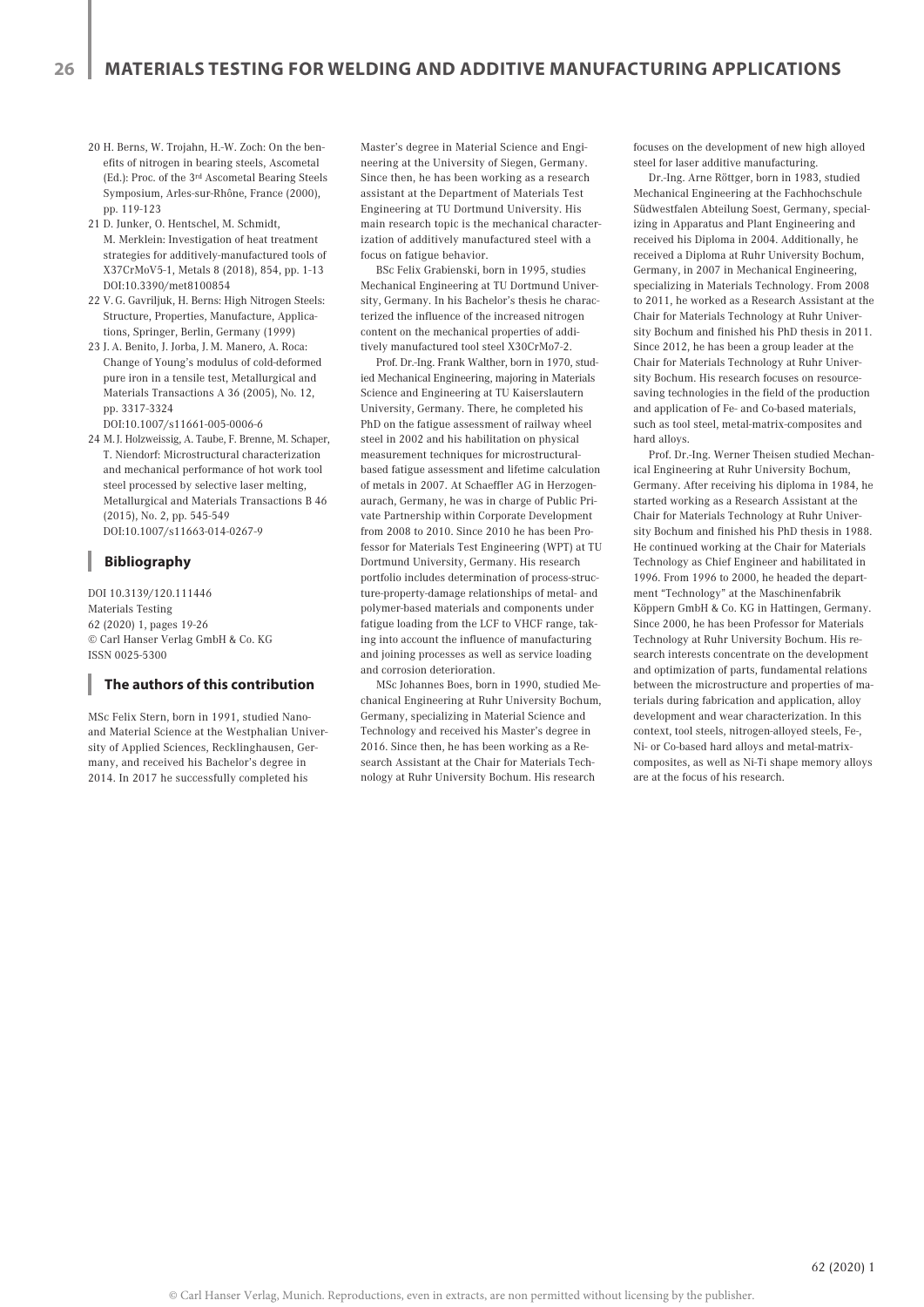20 H. Berns, W. Trojahn, H.-W. Zoch: On the benefits of nitrogen in bearing steels, Ascometal (Ed.): Proc. of the 3rd Ascometal Bearing Steels Symposium, Arles-sur-Rhône, France (2000), pp. 119-123

21 D. Junker, O. Hentschel, M. Schmidt, M. Merklein: Investigation of heat treatment strategies for additively-manufactured tools of X37CrMoV5-1, Metals 8 (2018), 854, pp. 1-13 DOI:10.3390/met8100854

22 V. G. Gavriljuk, H. Berns: High Nitrogen Steels: Structure, Properties, Manufacture, Applications, Springer, Berlin, Germany (1999)

23 J. A. Benito, J. Jorba, J. M. Manero, A. Roca: Change of Young's modulus of cold-deformed pure iron in a tensile test, Metallurgical and Materials Transactions A 36 (2005), No. 12, pp. 3317-3324 DOI:10.1007/s11661-005-0006-6

24 M. J. Holzweissig, A. Taube, F. Brenne, M. Schaper, T. Niendorf: Microstructural characterization and mechanical performance of hot work tool steel processed by selective laser melting, Metallurgical and Materials Transactions B 46 (2015), No. 2, pp. 545-549 DOI:10.1007/s11663-014-0267-9

## Bibliography

DOI 10.3139/120.111446
Materials Testing
62 (2020) 1, pages 19-26
© Carl Hanser Verlag GmbH & Co. KG
ISSN 0025-5300

## The authors of this contribution

MSc Felix Stern, born in 1991, studied Nano- and Material Science at the Westphalian University of Applied Sciences, Recklinghausen, Germany, and received his Bachelor's degree in 2014. In 2017 he successfully completed his Master's degree in Material Science and Engineering at the University of Siegen, Germany. Since then, he has been working as a research assistant at the Department of Materials Test Engineering at TU Dortmund University. His main research topic is the mechanical characterization of additively manufactured steel with a focus on fatigue behavior.

BSc Felix Grabienski, born in 1995, studies Mechanical Engineering at TU Dortmund University, Germany. In his Bachelor's thesis he characterized the influence of the increased nitrogen content on the mechanical properties of additively manufactured tool steel X30CrMo7-2.

Prof. Dr.-Ing. Frank Walther, born in 1970, studied Mechanical Engineering, majoring in Materials Science and Engineering at TU Kaiserslautern University, Germany. There, he completed his PhD on the fatigue assessment of railway wheel steel in 2002 and his habilitation on physical measurement techniques for microstructural-based fatigue assessment and lifetime calculation of metals in 2007. At Schaeffler AG in Herzogenaurach, Germany, he was in charge of Public Private Partnership within Corporate Development from 2008 to 2010. Since 2010 he has been Professor for Materials Test Engineering (WPT) at TU Dortmund University, Germany. His research portfolio includes determination of process-structure-property-damage relationships of metal- and polymer-based materials and components under fatigue loading from the LCF to VHCF range, taking into account the influence of manufacturing and joining processes as well as service loading and corrosion deterioration.

MSc Johannes Boes, born in 1990, studied Mechanical Engineering at Ruhr University Bochum, Germany, specializing in Material Science and Technology and received his Master's degree in 2016. Since then, he has been working as a Research Assistant at the Chair for Materials Technology at Ruhr University Bochum. His research focuses on the development of new high alloyed steel for laser additive manufacturing.

Dr.-Ing. Arne Röttger, born in 1983, studied Mechanical Engineering at the Fachhochschule Südwestfalen Abteilung Soest, Germany, specializing in Apparatus and Plant Engineering and received his Diploma in 2004. Additionally, he received a Diploma at Ruhr University Bochum, Germany, in 2007 in Mechanical Engineering, specializing in Materials Technology. From 2008 to 2011, he worked as a Research Assistant at the Chair for Materials Technology at Ruhr University Bochum and finished his PhD thesis in 2011. Since 2012, he has been a group leader at the Chair for Materials Technology at Ruhr University Bochum. His research focuses on resource-saving technologies in the field of the production and application of Fe- and Co-based materials, such as tool steel, metal-matrix-composites and hard alloys.

Prof. Dr.-Ing. Werner Theisen studied Mechanical Engineering at Ruhr University Bochum, Germany. After receiving his diploma in 1984, he started working as a Research Assistant at the Chair for Materials Technology at Ruhr University Bochum and finished his PhD thesis in 1988. He continued working at the Chair for Materials Technology as Chief Engineer and habilitated in 1996. From 1996 to 2000, he headed the department "Technology" at the Maschinenfabrik Köppern GmbH & Co. KG in Hattingen, Germany. Since 2000, he has been Professor for Materials Technology at Ruhr University Bochum. His research interests concentrate on the development and optimization of parts, fundamental relations between the microstructure and properties of materials during fabrication and application, alloy development and wear characterization. In this context, tool steels, nitrogen-alloyed steels, Fe-, Ni- or Co-based hard alloys and metal-matrix-composites, as well as Ni-Ti shape memory alloys are at the focus of his research.